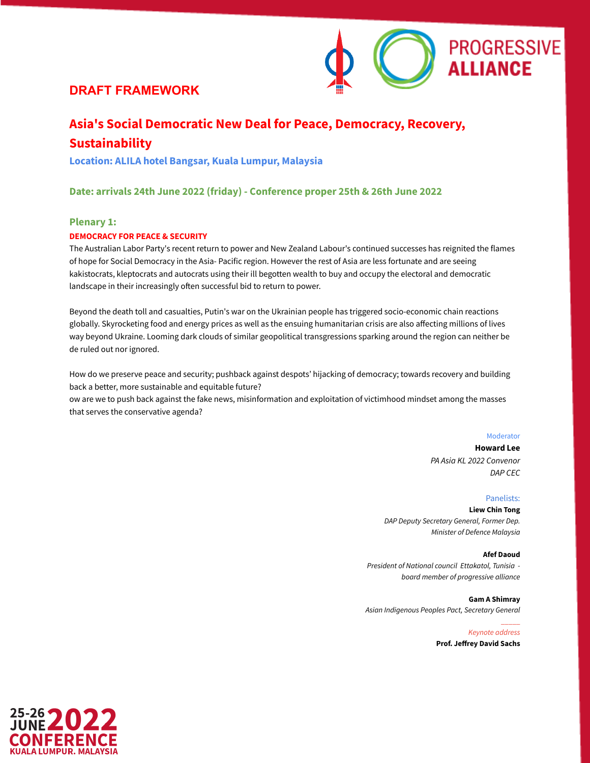PROGRESSIVE ALLIANCE

## DRAFT FRAMEWORK

# Asia's Social Democratic New Deal for Peace, Democracy, Recovery, Sustainability

**Location: ALILA hotel Bangsar, Kuala Lumpur, Malaysia**

**Date: arrivals 24th June 2022 (friday) - Conference proper 25th & 26th June 2022**

### Plenary 1:

**DEMOCRACY FOR PEACE & SECURITY**

The Australian Labor Party's recent return to power and New Zealand Labour's continued successes has reignited the flames of hope for Social Democracy in the Asia- Pacific region. However the rest of Asia are less fortunate and are seeing kakistocrats, kleptocrats and autocrats using their ill begotten wealth to buy and occupy the electoral and democratic landscape in their increasingly often successful bid to return to power.

Beyond the death toll and casualties, Putin's war on the Ukrainian people has triggered socio-economic chain reactions globally. Skyrocketing food and energy prices as well as the ensuing humanitarian crisis are also affecting millions of lives way beyond Ukraine. Looming dark clouds of similar geopolitical transgressions sparking around the region can neither be de ruled out nor ignored.

How do we preserve peace and security; pushback against despots' hijacking of democracy; towards recovery and building back a better, more sustainable and equitable future?
ow are we to push back against the fake news, misinformation and exploitation of victimhood mindset among the masses that serves the conservative agenda?

Moderator
**Howard Lee**
*PA Asia KL 2022 Convenor*
*DAP CEC*

Panelists:

**Liew Chin Tong**
*DAP Deputy Secretary General, Former Dep. Minister of Defence Malaysia*

**Afef Daoud**
*President of National council Ettakatol, Tunisia - board member of progressive alliance*

**Gam A Shimray**
*Asian Indigenous Peoples Pact, Secretary General*

_____

*Keynote address*
**Prof. Jeffrey David Sachs**

25-26 JUNE 2022 CONFERENCE KUALA LUMPUR. MALAYSIA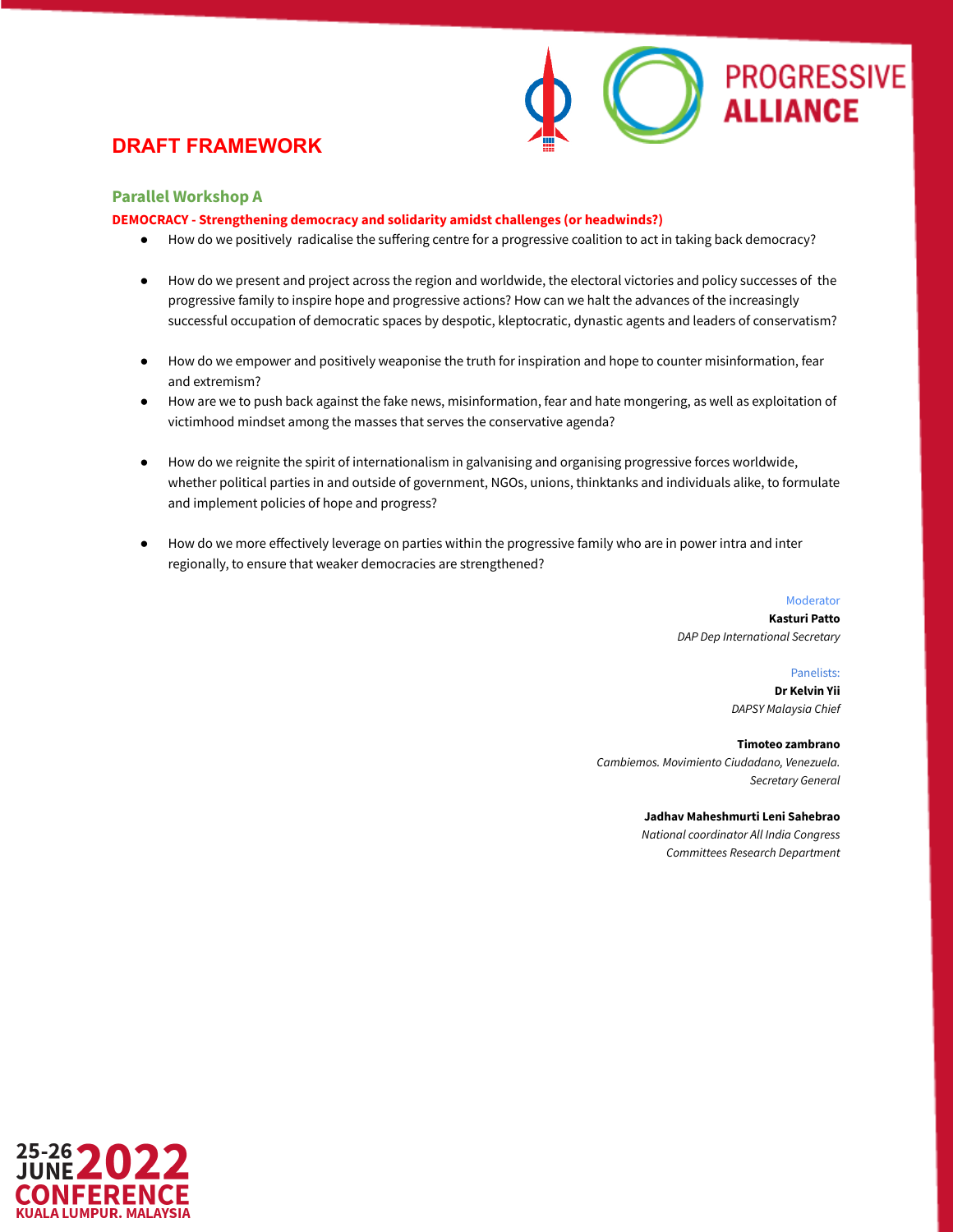## DRAFT FRAMEWORK

### Parallel Workshop A

**DEMOCRACY - Strengthening democracy and solidarity amidst challenges (or headwinds?)**

- How do we positively radicalise the suffering centre for a progressive coalition to act in taking back democracy?
- How do we present and project across the region and worldwide, the electoral victories and policy successes of the progressive family to inspire hope and progressive actions? How can we halt the advances of the increasingly successful occupation of democratic spaces by despotic, kleptocratic, dynastic agents and leaders of conservatism?
- How do we empower and positively weaponise the truth for inspiration and hope to counter misinformation, fear and extremism?
- How are we to push back against the fake news, misinformation, fear and hate mongering, as well as exploitation of victimhood mindset among the masses that serves the conservative agenda?
- How do we reignite the spirit of internationalism in galvanising and organising progressive forces worldwide, whether political parties in and outside of government, NGOs, unions, thinktanks and individuals alike, to formulate and implement policies of hope and progress?
- How do we more effectively leverage on parties within the progressive family who are in power intra and inter regionally, to ensure that weaker democracies are strengthened?

Moderator
**Kasturi Patto**
*DAP Dep International Secretary*

Panelists:
**Dr Kelvin Yii**
*DAPSY Malaysia Chief*

**Timoteo zambrano**
*Cambiemos. Movimiento Ciudadano, Venezuela. Secretary General*

**Jadhav Maheshmurti Leni Sahebrao**
*National coordinator All India Congress Committees Research Department*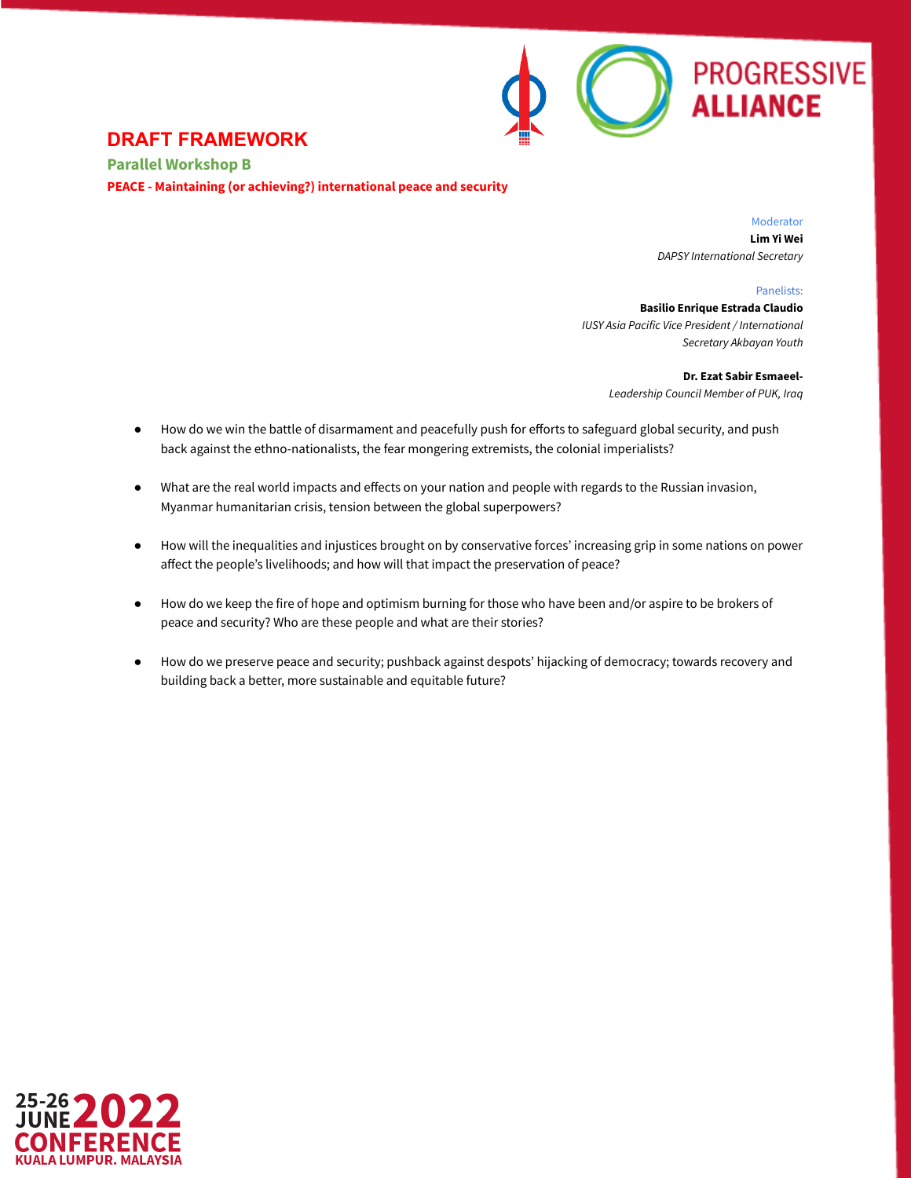# DRAFT FRAMEWORK

## Parallel Workshop B

### PEACE - Maintaining (or achieving?) international peace and security

Moderator
**Lim Yi Wei**
*DAPSY International Secretary*

Panelists:
**Basilio Enrique Estrada Claudio**
*IUSY Asia Pacific Vice President / International Secretary Akbayan Youth*

**Dr. Ezat Sabir Esmaeel-**
*Leadership Council Member of PUK, Iraq*

- How do we win the battle of disarmament and peacefully push for efforts to safeguard global security, and push back against the ethno-nationalists, the fear mongering extremists, the colonial imperialists?

- What are the real world impacts and effects on your nation and people with regards to the Russian invasion, Myanmar humanitarian crisis, tension between the global superpowers?

- How will the inequalities and injustices brought on by conservative forces' increasing grip in some nations on power affect the people's livelihoods; and how will that impact the preservation of peace?

- How do we keep the fire of hope and optimism burning for those who have been and/or aspire to be brokers of peace and security? Who are these people and what are their stories?

- How do we preserve peace and security; pushback against despots' hijacking of democracy; towards recovery and building back a better, more sustainable and equitable future?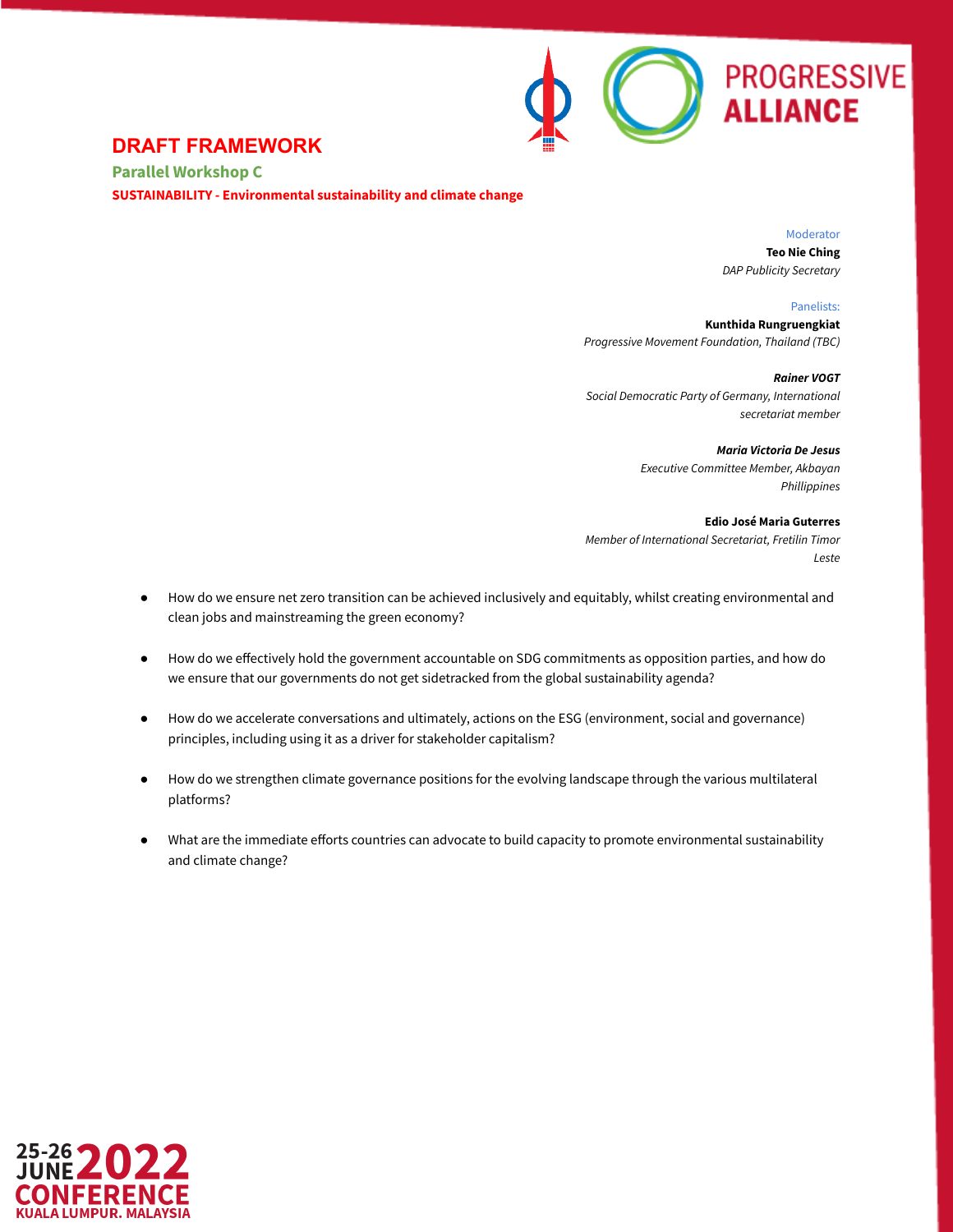# DRAFT FRAMEWORK

## Parallel Workshop C

### SUSTAINABILITY - Environmental sustainability and climate change

Moderator

**Teo Nie Ching**
*DAP Publicity Secretary*

Panelists:

**Kunthida Rungruengkiat**
*Progressive Movement Foundation, Thailand (TBC)*

***Rainer VOGT***
*Social Democratic Party of Germany, International secretariat member*

***Maria Victoria De Jesus***
*Executive Committee Member, Akbayan Phillippines*

**Edio José Maria Guterres**
*Member of International Secretariat, Fretilin Timor Leste*

- How do we ensure net zero transition can be achieved inclusively and equitably, whilst creating environmental and clean jobs and mainstreaming the green economy?
- How do we effectively hold the government accountable on SDG commitments as opposition parties, and how do we ensure that our governments do not get sidetracked from the global sustainability agenda?
- How do we accelerate conversations and ultimately, actions on the ESG (environment, social and governance) principles, including using it as a driver for stakeholder capitalism?
- How do we strengthen climate governance positions for the evolving landscape through the various multilateral platforms?
- What are the immediate efforts countries can advocate to build capacity to promote environmental sustainability and climate change?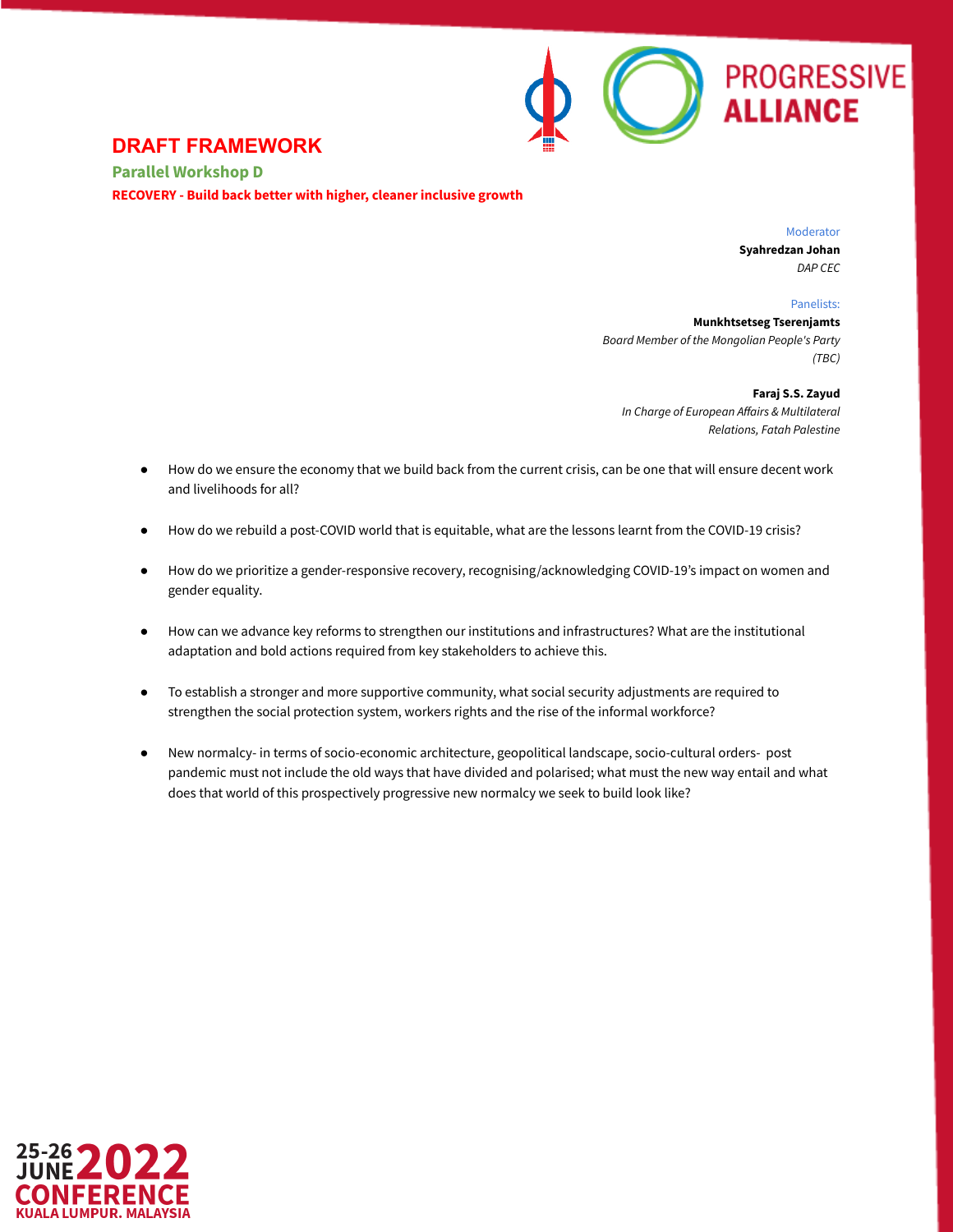# DRAFT FRAMEWORK

## Parallel Workshop D

**RECOVERY - Build back better with higher, cleaner inclusive growth**

Moderator
**Syahredzan Johan**
*DAP CEC*

Panelists:
**Munkhtsetseg Tserenjamts**
*Board Member of the Mongolian People's Party (TBC)*

**Faraj S.S. Zayud**
*In Charge of European Affairs & Multilateral Relations, Fatah Palestine*

- How do we ensure the economy that we build back from the current crisis, can be one that will ensure decent work and livelihoods for all?
- How do we rebuild a post-COVID world that is equitable, what are the lessons learnt from the COVID-19 crisis?
- How do we prioritize a gender-responsive recovery, recognising/acknowledging COVID-19's impact on women and gender equality.
- How can we advance key reforms to strengthen our institutions and infrastructures? What are the institutional adaptation and bold actions required from key stakeholders to achieve this.
- To establish a stronger and more supportive community, what social security adjustments are required to strengthen the social protection system, workers rights and the rise of the informal workforce?
- New normalcy- in terms of socio-economic architecture, geopolitical landscape, socio-cultural orders- post pandemic must not include the old ways that have divided and polarised; what must the new way entail and what does that world of this prospectively progressive new normalcy we seek to build look like?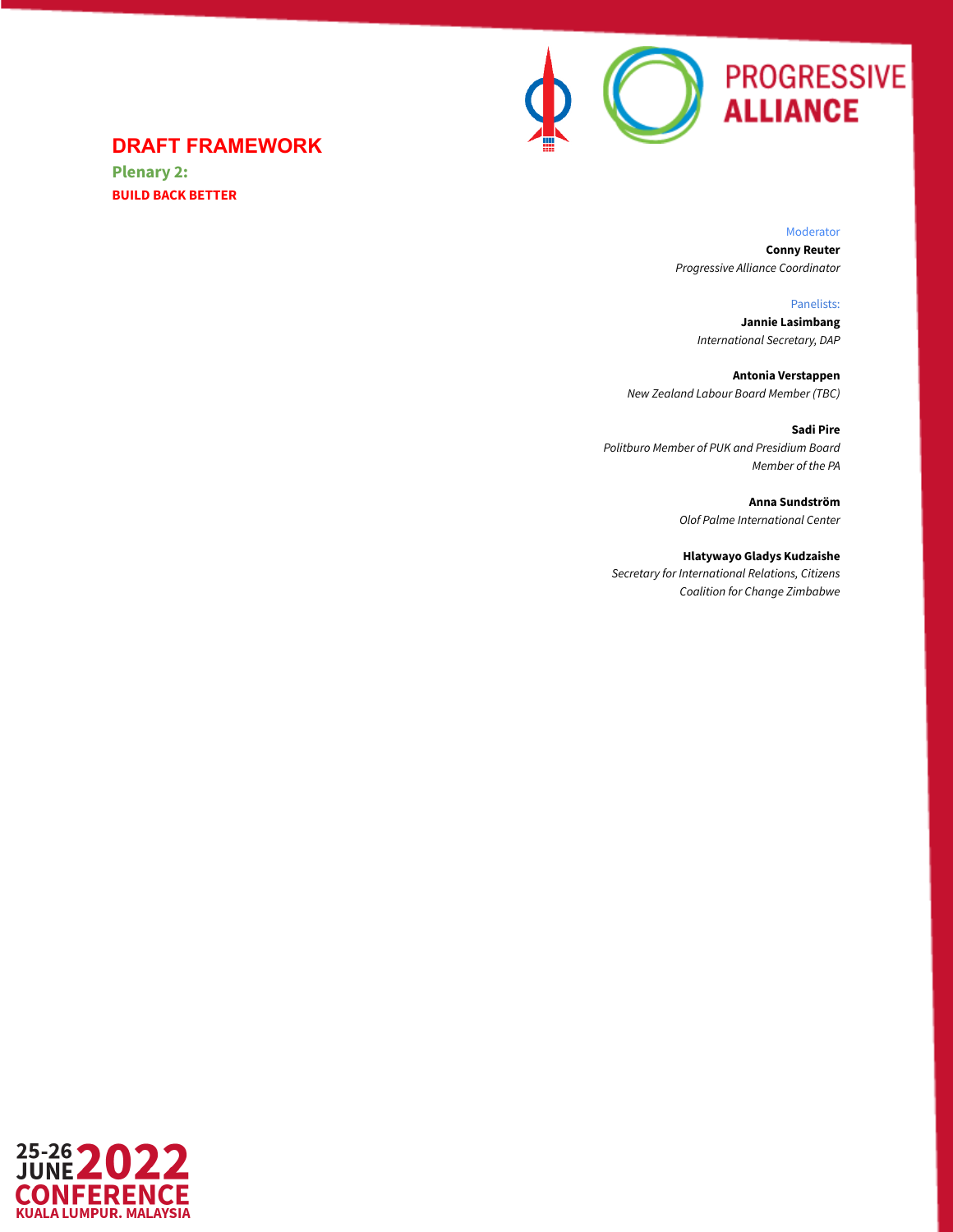PROGRESSIVE ALLIANCE

# DRAFT FRAMEWORK

## Plenary 2:

### BUILD BACK BETTER

Moderator

**Conny Reuter**
*Progressive Alliance Coordinator*

Panelists:

**Jannie Lasimbang**
*International Secretary, DAP*

**Antonia Verstappen**
*New Zealand Labour Board Member (TBC)*

**Sadi Pire**
*Politburo Member of PUK and Presidium Board Member of the PA*

**Anna Sundström**
*Olof Palme International Center*

**Hlatywayo Gladys Kudzaishe**
*Secretary for International Relations, Citizens Coalition for Change Zimbabwe*

25-26 JUNE 2022 CONFERENCE
KUALA LUMPUR. MALAYSIA